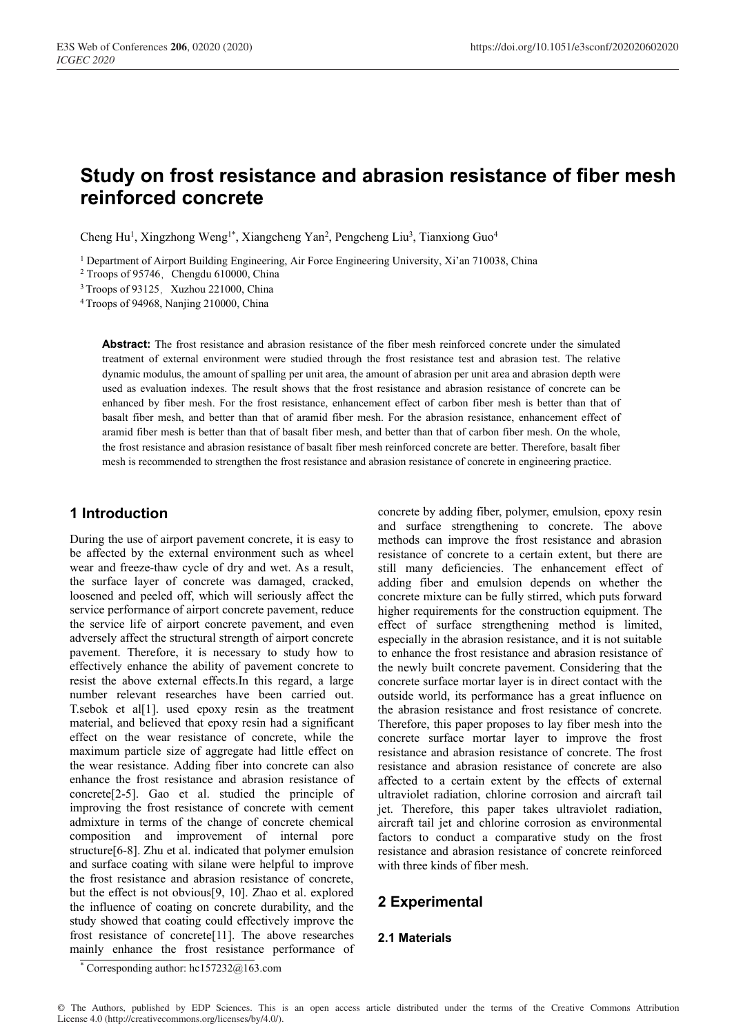# Study on frost resistance and abrasion resistance of fiber mesh reinforced concrete

Cheng Hu[1], Xingzhong Weng[1*], Xiangcheng Yan[2], Pengcheng Liu[3], Tianxiong Guo[4]

[1] Department of Airport Building Engineering, Air Force Engineering University, Xi'an 710038, China

[2] Troops of 95746，Chengdu 610000, China

[3] Troops of 93125，Xuzhou 221000, China

[4] Troops of 94968, Nanjing 210000, China

**Abstract:** The frost resistance and abrasion resistance of the fiber mesh reinforced concrete under the simulated treatment of external environment were studied through the frost resistance test and abrasion test. The relative dynamic modulus, the amount of spalling per unit area, the amount of abrasion per unit area and abrasion depth were used as evaluation indexes. The result shows that the frost resistance and abrasion resistance of concrete can be enhanced by fiber mesh. For the frost resistance, enhancement effect of carbon fiber mesh is better than that of basalt fiber mesh, and better than that of aramid fiber mesh. For the abrasion resistance, enhancement effect of aramid fiber mesh is better than that of basalt fiber mesh, and better than that of carbon fiber mesh. On the whole, the frost resistance and abrasion resistance of basalt fiber mesh reinforced concrete are better. Therefore, basalt fiber mesh is recommended to strengthen the frost resistance and abrasion resistance of concrete in engineering practice.

## 1 Introduction

During the use of airport pavement concrete, it is easy to be affected by the external environment such as wheel wear and freeze-thaw cycle of dry and wet. As a result, the surface layer of concrete was damaged, cracked, loosened and peeled off, which will seriously affect the service performance of airport concrete pavement, reduce the service life of airport concrete pavement, and even adversely affect the structural strength of airport concrete pavement. Therefore, it is necessary to study how to effectively enhance the ability of pavement concrete to resist the above external effects.In this regard, a large number relevant researches have been carried out. T.sebok et al[1]. used epoxy resin as the treatment material, and believed that epoxy resin had a significant effect on the wear resistance of concrete, while the maximum particle size of aggregate had little effect on the wear resistance. Adding fiber into concrete can also enhance the frost resistance and abrasion resistance of concrete[2-5]. Gao et al. studied the principle of improving the frost resistance of concrete with cement admixture in terms of the change of concrete chemical composition and improvement of internal pore structure[6-8]. Zhu et al. indicated that polymer emulsion and surface coating with silane were helpful to improve the frost resistance and abrasion resistance of concrete, but the effect is not obvious[9, 10]. Zhao et al. explored the influence of coating on concrete durability, and the study showed that coating could effectively improve the frost resistance of concrete[11]. The above researches mainly enhance the frost resistance performance of concrete by adding fiber, polymer, emulsion, epoxy resin and surface strengthening to concrete. The above methods can improve the frost resistance and abrasion resistance of concrete to a certain extent, but there are still many deficiencies. The enhancement effect of adding fiber and emulsion depends on whether the concrete mixture can be fully stirred, which puts forward higher requirements for the construction equipment. The effect of surface strengthening method is limited, especially in the abrasion resistance, and it is not suitable to enhance the frost resistance and abrasion resistance of the newly built concrete pavement. Considering that the concrete surface mortar layer is in direct contact with the outside world, its performance has a great influence on the abrasion resistance and frost resistance of concrete. Therefore, this paper proposes to lay fiber mesh into the concrete surface mortar layer to improve the frost resistance and abrasion resistance of concrete. The frost resistance and abrasion resistance of concrete are also affected to a certain extent by the effects of external ultraviolet radiation, chlorine corrosion and aircraft tail jet. Therefore, this paper takes ultraviolet radiation, aircraft tail jet and chlorine corrosion as environmental factors to conduct a comparative study on the frost resistance and abrasion resistance of concrete reinforced with three kinds of fiber mesh.

## 2 Experimental

### 2.1 Materials

* Corresponding author: hc157232@163.com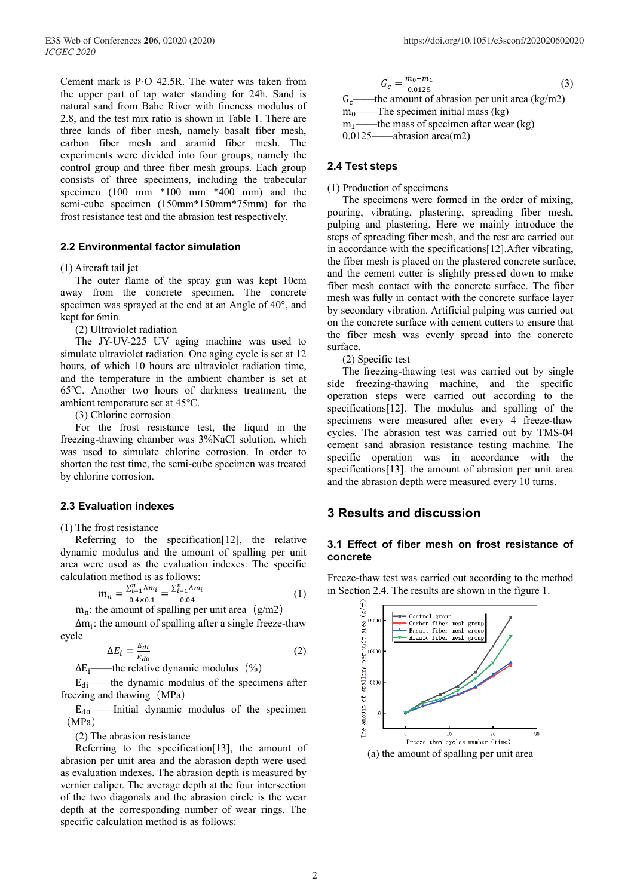Cement mark is P·O 42.5R. The water was taken from the upper part of tap water standing for 24h. Sand is natural sand from Bahe River with fineness modulus of 2.8, and the test mix ratio is shown in Table 1. There are three kinds of fiber mesh, namely basalt fiber mesh, carbon fiber mesh and aramid fiber mesh. The experiments were divided into four groups, namely the control group and three fiber mesh groups. Each group consists of three specimens, including the trabecular specimen (100 mm *100 mm *400 mm) and the semi-cube specimen (150mm*150mm*75mm) for the frost resistance test and the abrasion test respectively.

### 2.2 Environmental factor simulation

(1) Aircraft tail jet

The outer flame of the spray gun was kept 10cm away from the concrete specimen. The concrete specimen was sprayed at the end at an Angle of 40°, and kept for 6min.

(2) Ultraviolet radiation

The JY-UV-225 UV aging machine was used to simulate ultraviolet radiation. One aging cycle is set at 12 hours, of which 10 hours are ultraviolet radiation time, and the temperature in the ambient chamber is set at 65℃. Another two hours of darkness treatment, the ambient temperature set at 45℃.

(3) Chlorine corrosion

For the frost resistance test, the liquid in the freezing-thawing chamber was 3%NaCl solution, which was used to simulate chlorine corrosion. In order to shorten the test time, the semi-cube specimen was treated by chlorine corrosion.

### 2.3 Evaluation indexes

(1) The frost resistance

Referring to the specification[12], the relative dynamic modulus and the amount of spalling per unit area were used as the evaluation indexes. The specific calculation method is as follows:

$$m_n = \frac{\sum_{i=1}^{n} \Delta m_i}{0.4 \times 0.1} = \frac{\sum_{i=1}^{n} \Delta m_i}{0.04} \tag{1}$$

$m_n$: the amount of spalling per unit area（g/m2）

$\Delta m_i$: the amount of spalling after a single freeze-thaw cycle

$$\Delta E_i = \frac{E_{di}}{E_{d0}} \tag{2}$$

$\Delta E_i$——the relative dynamic modulus（%）

$E_{di}$——the dynamic modulus of the specimens after freezing and thawing（MPa）

$E_{d0}$——Initial dynamic modulus of the specimen（MPa）

(2) The abrasion resistance

Referring to the specification[13], the amount of abrasion per unit area and the abrasion depth were used as evaluation indexes. The abrasion depth is measured by vernier caliper. The average depth at the four intersection of the two diagonals and the abrasion circle is the wear depth at the corresponding number of wear rings. The specific calculation method is as follows:

$$G_c = \frac{m_0 - m_1}{0.0125} \tag{3}$$

$G_c$——the amount of abrasion per unit area (kg/m2)

$m_0$——The specimen initial mass (kg)

$m_1$——the mass of specimen after wear (kg)

0.0125——abrasion area(m2)

### 2.4 Test steps

(1) Production of specimens

The specimens were formed in the order of mixing, pouring, vibrating, plastering, spreading fiber mesh, pulping and plastering. Here we mainly introduce the steps of spreading fiber mesh, and the rest are carried out in accordance with the specifications[12].After vibrating, the fiber mesh is placed on the plastered concrete surface, and the cement cutter is slightly pressed down to make fiber mesh contact with the concrete surface. The fiber mesh was fully in contact with the concrete surface layer by secondary vibration. Artificial pulping was carried out on the concrete surface with cement cutters to ensure that the fiber mesh was evenly spread into the concrete surface.

(2) Specific test

The freezing-thawing test was carried out by single side freezing-thawing machine, and the specific operation steps were carried out according to the specifications[12]. The modulus and spalling of the specimens were measured after every 4 freeze-thaw cycles. The abrasion test was carried out by TMS-04 cement sand abrasion resistance testing machine. The specific operation was in accordance with the specifications[13]. the amount of abrasion per unit area and the abrasion depth were measured every 10 turns.

## 3 Results and discussion

### 3.1 Effect of fiber mesh on frost resistance of concrete

Freeze-thaw test was carried out according to the method in Section 2.4. The results are shown in the figure 1.

(a) the amount of spalling per unit area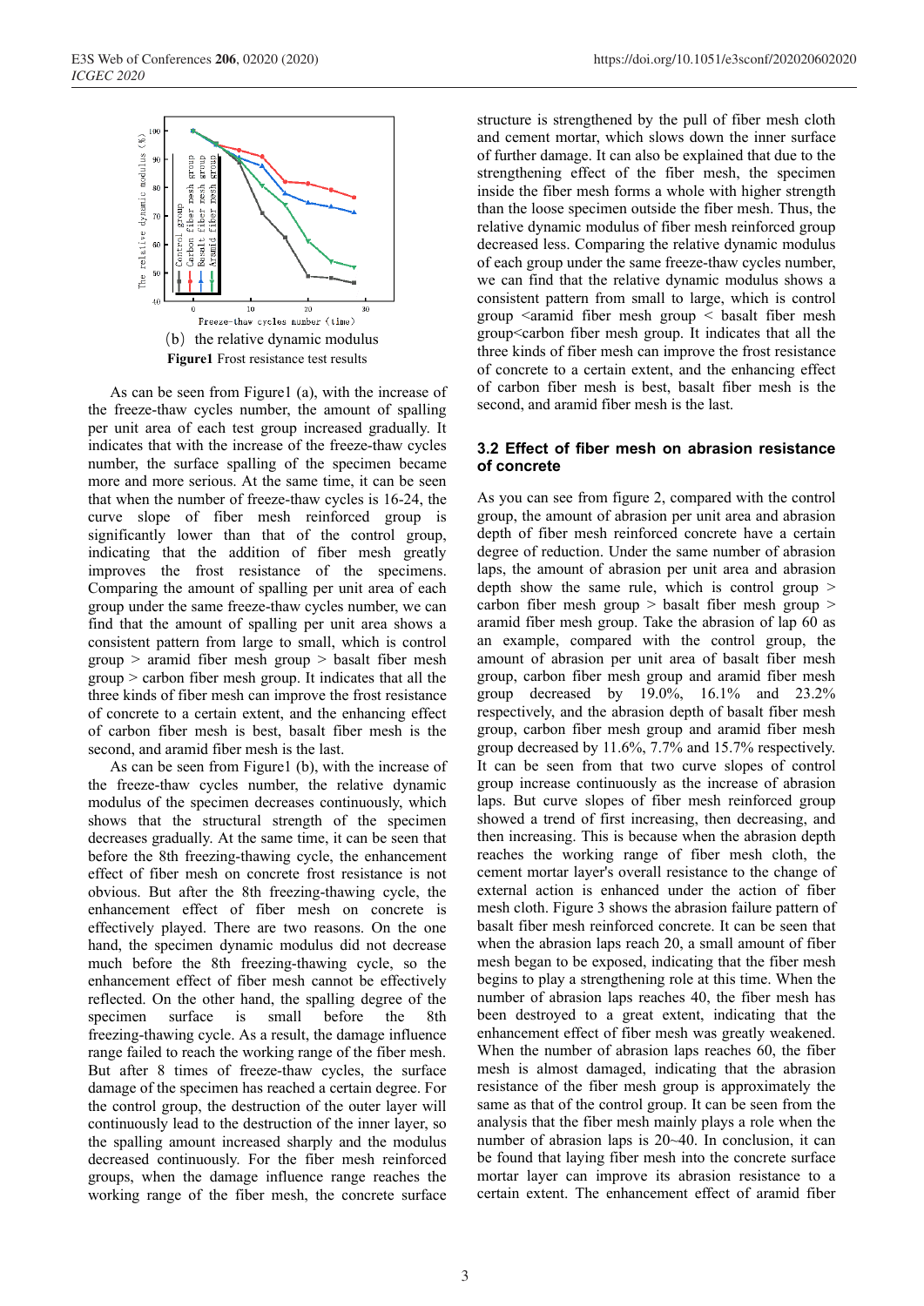(b) the relative dynamic modulus

**Figure1** Frost resistance test results

As can be seen from Figure1 (a), with the increase of the freeze-thaw cycles number, the amount of spalling per unit area of each test group increased gradually. It indicates that with the increase of the freeze-thaw cycles number, the surface spalling of the specimen became more and more serious. At the same time, it can be seen that when the number of freeze-thaw cycles is 16-24, the curve slope of fiber mesh reinforced group is significantly lower than that of the control group, indicating that the addition of fiber mesh greatly improves the frost resistance of the specimens. Comparing the amount of spalling per unit area of each group under the same freeze-thaw cycles number, we can find that the amount of spalling per unit area shows a consistent pattern from large to small, which is control group > aramid fiber mesh group > basalt fiber mesh group > carbon fiber mesh group. It indicates that all the three kinds of fiber mesh can improve the frost resistance of concrete to a certain extent, and the enhancing effect of carbon fiber mesh is best, basalt fiber mesh is the second, and aramid fiber mesh is the last.

As can be seen from Figure1 (b), with the increase of the freeze-thaw cycles number, the relative dynamic modulus of the specimen decreases continuously, which shows that the structural strength of the specimen decreases gradually. At the same time, it can be seen that before the 8th freezing-thawing cycle, the enhancement effect of fiber mesh on concrete frost resistance is not obvious. But after the 8th freezing-thawing cycle, the enhancement effect of fiber mesh on concrete is effectively played. There are two reasons. On the one hand, the specimen dynamic modulus did not decrease much before the 8th freezing-thawing cycle, so the enhancement effect of fiber mesh cannot be effectively reflected. On the other hand, the spalling degree of the specimen surface is small before the 8th freezing-thawing cycle. As a result, the damage influence range failed to reach the working range of the fiber mesh. But after 8 times of freeze-thaw cycles, the surface damage of the specimen has reached a certain degree. For the control group, the destruction of the outer layer will continuously lead to the destruction of the inner layer, so the spalling amount increased sharply and the modulus decreased continuously. For the fiber mesh reinforced groups, when the damage influence range reaches the working range of the fiber mesh, the concrete surface structure is strengthened by the pull of fiber mesh cloth and cement mortar, which slows down the inner surface of further damage. It can also be explained that due to the strengthening effect of the fiber mesh, the specimen inside the fiber mesh forms a whole with higher strength than the loose specimen outside the fiber mesh. Thus, the relative dynamic modulus of fiber mesh reinforced group decreased less. Comparing the relative dynamic modulus of each group under the same freeze-thaw cycles number, we can find that the relative dynamic modulus shows a consistent pattern from small to large, which is control group <aramid fiber mesh group < basalt fiber mesh group<carbon fiber mesh group. It indicates that all the three kinds of fiber mesh can improve the frost resistance of concrete to a certain extent, and the enhancing effect of carbon fiber mesh is best, basalt fiber mesh is the second, and aramid fiber mesh is the last.

### 3.2 Effect of fiber mesh on abrasion resistance of concrete

As you can see from figure 2, compared with the control group, the amount of abrasion per unit area and abrasion depth of fiber mesh reinforced concrete have a certain degree of reduction. Under the same number of abrasion laps, the amount of abrasion per unit area and abrasion depth show the same rule, which is control group > carbon fiber mesh group > basalt fiber mesh group > aramid fiber mesh group. Take the abrasion of lap 60 as an example, compared with the control group, the amount of abrasion per unit area of basalt fiber mesh group, carbon fiber mesh group and aramid fiber mesh group decreased by 19.0%, 16.1% and 23.2% respectively, and the abrasion depth of basalt fiber mesh group, carbon fiber mesh group and aramid fiber mesh group decreased by 11.6%, 7.7% and 15.7% respectively. It can be seen from that two curve slopes of control group increase continuously as the increase of abrasion laps. But curve slopes of fiber mesh reinforced group showed a trend of first increasing, then decreasing, and then increasing. This is because when the abrasion depth reaches the working range of fiber mesh cloth, the cement mortar layer's overall resistance to the change of external action is enhanced under the action of fiber mesh cloth. Figure 3 shows the abrasion failure pattern of basalt fiber mesh reinforced concrete. It can be seen that when the abrasion laps reach 20, a small amount of fiber mesh began to be exposed, indicating that the fiber mesh begins to play a strengthening role at this time. When the number of abrasion laps reaches 40, the fiber mesh has been destroyed to a great extent, indicating that the enhancement effect of fiber mesh was greatly weakened. When the number of abrasion laps reaches 60, the fiber mesh is almost damaged, indicating that the abrasion resistance of the fiber mesh group is approximately the same as that of the control group. It can be seen from the analysis that the fiber mesh mainly plays a role when the number of abrasion laps is 20~40. In conclusion, it can be found that laying fiber mesh into the concrete surface mortar layer can improve its abrasion resistance to a certain extent. The enhancement effect of aramid fiber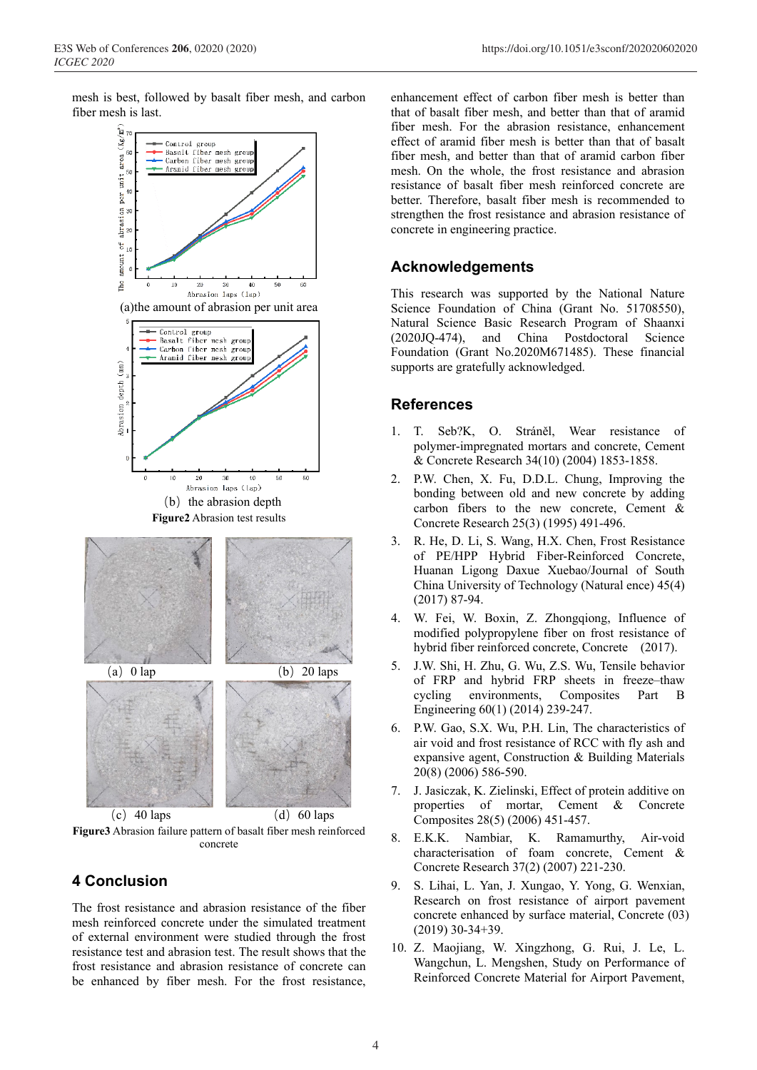mesh is best, followed by basalt fiber mesh, and carbon fiber mesh is last.

(a)the amount of abrasion per unit area

(b) the abrasion depth

**Figure2** Abrasion test results

(a) 0 lap (b) 20 laps

(c) 40 laps (d) 60 laps

**Figure3** Abrasion failure pattern of basalt fiber mesh reinforced concrete

## 4 Conclusion

The frost resistance and abrasion resistance of the fiber mesh reinforced concrete under the simulated treatment of external environment were studied through the frost resistance test and abrasion test. The result shows that the frost resistance and abrasion resistance of concrete can be enhanced by fiber mesh. For the frost resistance, enhancement effect of carbon fiber mesh is better than that of basalt fiber mesh, and better than that of aramid fiber mesh. For the abrasion resistance, enhancement effect of aramid fiber mesh is better than that of basalt fiber mesh, and better than that of aramid carbon fiber mesh. On the whole, the frost resistance and abrasion resistance of basalt fiber mesh reinforced concrete are better. Therefore, basalt fiber mesh is recommended to strengthen the frost resistance and abrasion resistance of concrete in engineering practice.

## Acknowledgements

This research was supported by the National Nature Science Foundation of China (Grant No. 51708550), Natural Science Basic Research Program of Shaanxi (2020JQ-474), and China Postdoctoral Science Foundation (Grant No.2020M671485). These financial supports are gratefully acknowledged.

## References

1. T. Seb?K, O. Stráněl, Wear resistance of polymer-impregnated mortars and concrete, Cement & Concrete Research 34(10) (2004) 1853-1858.
2. P.W. Chen, X. Fu, D.D.L. Chung, Improving the bonding between old and new concrete by adding carbon fibers to the new concrete, Cement & Concrete Research 25(3) (1995) 491-496.
3. R. He, D. Li, S. Wang, H.X. Chen, Frost Resistance of PE/HPP Hybrid Fiber-Reinforced Concrete, Huanan Ligong Daxue Xuebao/Journal of South China University of Technology (Natural ence) 45(4) (2017) 87-94.
4. W. Fei, W. Boxin, Z. Zhongqiong, Influence of modified polypropylene fiber on frost resistance of hybrid fiber reinforced concrete, Concrete (2017).
5. J.W. Shi, H. Zhu, G. Wu, Z.S. Wu, Tensile behavior of FRP and hybrid FRP sheets in freeze–thaw cycling environments, Composites Part B Engineering 60(1) (2014) 239-247.
6. P.W. Gao, S.X. Wu, P.H. Lin, The characteristics of air void and frost resistance of RCC with fly ash and expansive agent, Construction & Building Materials 20(8) (2006) 586-590.
7. J. Jasiczak, K. Zielinski, Effect of protein additive on properties of mortar, Cement & Concrete Composites 28(5) (2006) 451-457.
8. E.K.K. Nambiar, K. Ramamurthy, Air-void characterisation of foam concrete, Cement & Concrete Research 37(2) (2007) 221-230.
9. S. Lihai, L. Yan, J. Xungao, Y. Yong, G. Wenxian, Research on frost resistance of airport pavement concrete enhanced by surface material, Concrete (03) (2019) 30-34+39.
10. Z. Maojiang, W. Xingzhong, G. Rui, J. Le, L. Wangchun, L. Mengshen, Study on Performance of Reinforced Concrete Material for Airport Pavement,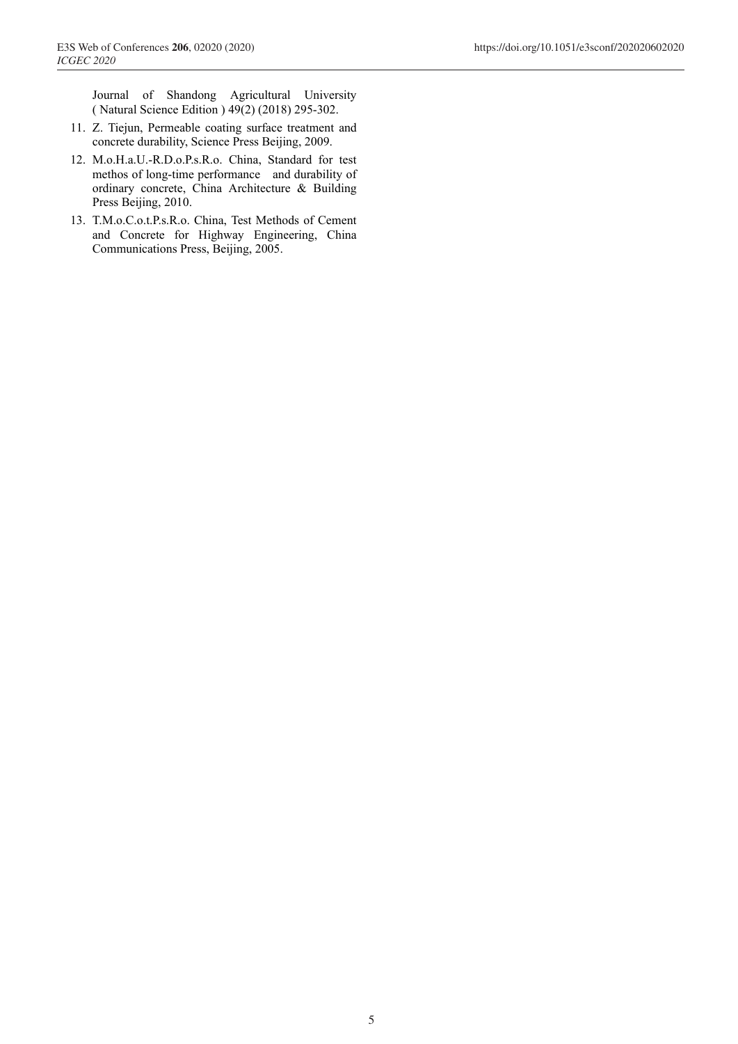Journal of Shandong Agricultural University ( Natural Science Edition ) 49(2) (2018) 295-302.

11. Z. Tiejun, Permeable coating surface treatment and concrete durability, Science Press Beijing, 2009.
12. M.o.H.a.U.-R.D.o.P.s.R.o. China, Standard for test methos of long-time performance and durability of ordinary concrete, China Architecture & Building Press Beijing, 2010.
13. T.M.o.C.o.t.P.s.R.o. China, Test Methods of Cement and Concrete for Highway Engineering, China Communications Press, Beijing, 2005.